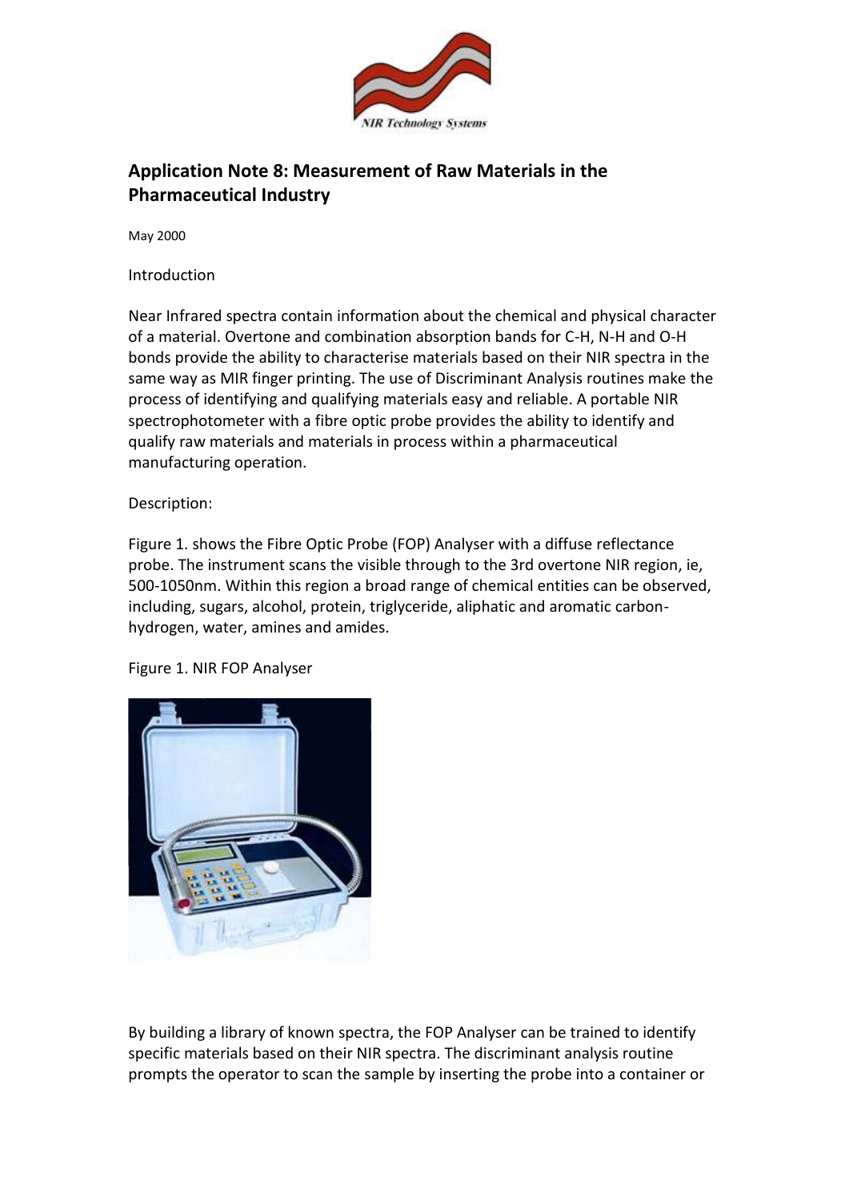## Application Note 8: Measurement of Raw Materials in the Pharmaceutical Industry

May 2000

Introduction

Near Infrared spectra contain information about the chemical and physical character of a material. Overtone and combination absorption bands for C-H, N-H and O-H bonds provide the ability to characterise materials based on their NIR spectra in the same way as MIR finger printing. The use of Discriminant Analysis routines make the process of identifying and qualifying materials easy and reliable. A portable NIR spectrophotometer with a fibre optic probe provides the ability to identify and qualify raw materials and materials in process within a pharmaceutical manufacturing operation.

Description:

Figure 1. shows the Fibre Optic Probe (FOP) Analyser with a diffuse reflectance probe. The instrument scans the visible through to the 3rd overtone NIR region, ie, 500-1050nm. Within this region a broad range of chemical entities can be observed, including, sugars, alcohol, protein, triglyceride, aliphatic and aromatic carbon-hydrogen, water, amines and amides.

Figure 1. NIR FOP Analyser

By building a library of known spectra, the FOP Analyser can be trained to identify specific materials based on their NIR spectra. The discriminant analysis routine prompts the operator to scan the sample by inserting the probe into a container or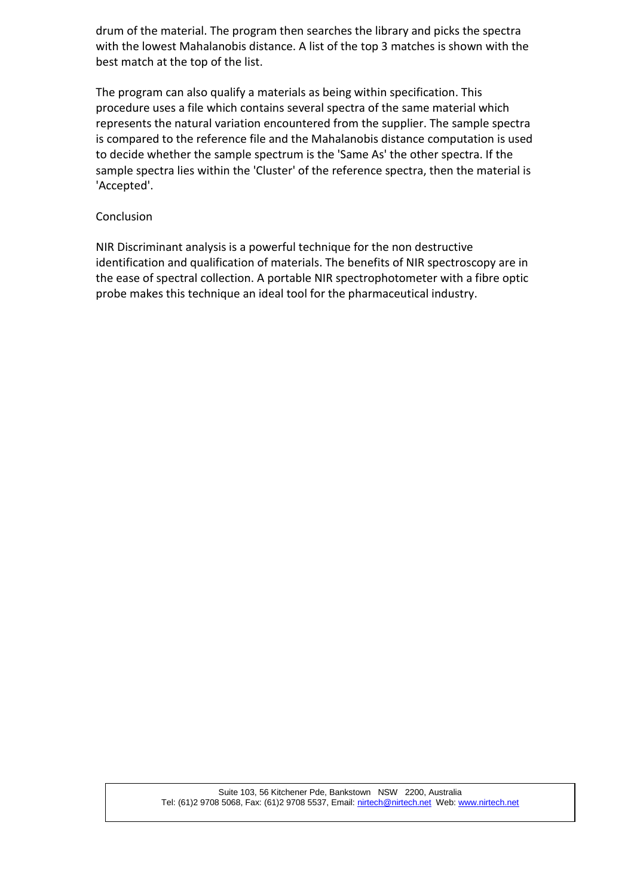drum of the material. The program then searches the library and picks the spectra with the lowest Mahalanobis distance. A list of the top 3 matches is shown with the best match at the top of the list.

The program can also qualify a materials as being within specification. This procedure uses a file which contains several spectra of the same material which represents the natural variation encountered from the supplier. The sample spectra is compared to the reference file and the Mahalanobis distance computation is used to decide whether the sample spectrum is the 'Same As' the other spectra. If the sample spectra lies within the 'Cluster' of the reference spectra, then the material is 'Accepted'.

## Conclusion

NIR Discriminant analysis is a powerful technique for the non destructive identification and qualification of materials. The benefits of NIR spectroscopy are in the ease of spectral collection. A portable NIR spectrophotometer with a fibre optic probe makes this technique an ideal tool for the pharmaceutical industry.